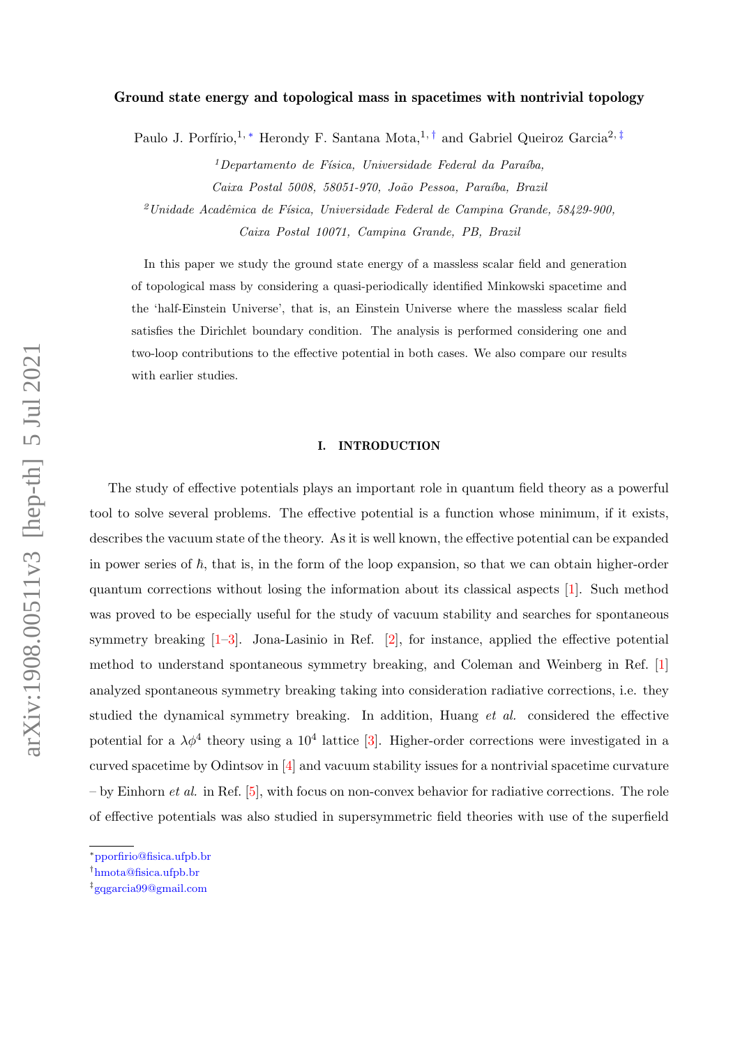# Ground state energy and topological mass in spacetimes with nontrivial topology

Paulo J. Porfírio,[1,*] Herondy F. Santana Mota,[1,†] and Gabriel Queiroz Garcia[2,‡]

[1] *Departamento de Física, Universidade Federal da Paraíba, Caixa Postal 5008, 58051-970, João Pessoa, Paraíba, Brazil*

[2] *Unidade Acadêmica de Física, Universidade Federal de Campina Grande, 58429-900, Caixa Postal 10071, Campina Grande, PB, Brazil*

In this paper we study the ground state energy of a massless scalar field and generation of topological mass by considering a quasi-periodically identified Minkowski spacetime and the 'half-Einstein Universe', that is, an Einstein Universe where the massless scalar field satisfies the Dirichlet boundary condition. The analysis is performed considering one and two-loop contributions to the effective potential in both cases. We also compare our results with earlier studies.

## I. INTRODUCTION

The study of effective potentials plays an important role in quantum field theory as a powerful tool to solve several problems. The effective potential is a function whose minimum, if it exists, describes the vacuum state of the theory. As it is well known, the effective potential can be expanded in power series of $\hbar$, that is, in the form of the loop expansion, so that we can obtain higher-order quantum corrections without losing the information about its classical aspects [1]. Such method was proved to be especially useful for the study of vacuum stability and searches for spontaneous symmetry breaking [1–3]. Jona-Lasinio in Ref. [2], for instance, applied the effective potential method to understand spontaneous symmetry breaking, and Coleman and Weinberg in Ref. [1] analyzed spontaneous symmetry breaking taking into consideration radiative corrections, i.e. they studied the dynamical symmetry breaking. In addition, Huang *et al.* considered the effective potential for a $\lambda\phi^4$ theory using a $10^4$ lattice [3]. Higher-order corrections were investigated in a curved spacetime by Odintsov in [4] and vacuum stability issues for a nontrivial spacetime curvature – by Einhorn *et al.* in Ref. [5], with focus on non-convex behavior for radiative corrections. The role of effective potentials was also studied in supersymmetric field theories with use of the superfield

---

*pporfirio@fisica.ufpb.br

†hmota@fisica.ufpb.br

‡gqgarcia99@gmail.com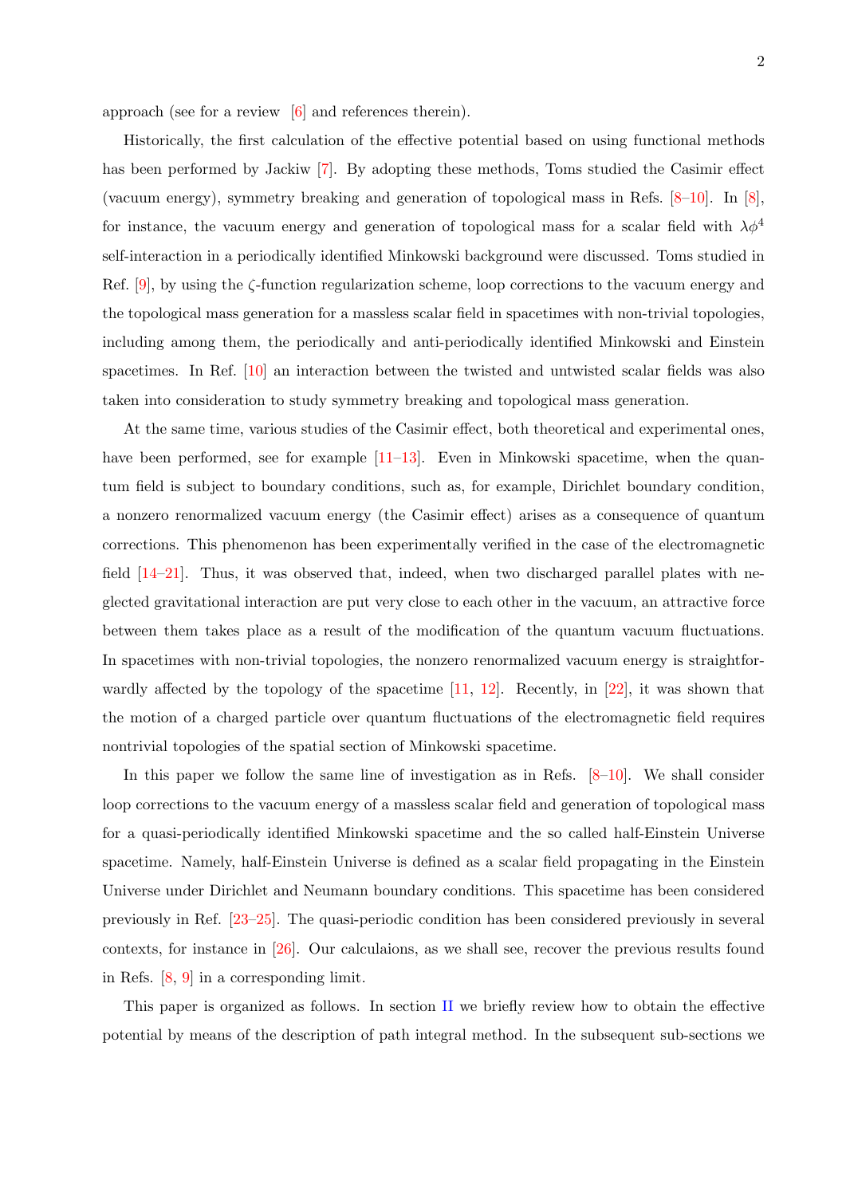approach (see for a review [6] and references therein).

Historically, the first calculation of the effective potential based on using functional methods has been performed by Jackiw [7]. By adopting these methods, Toms studied the Casimir effect (vacuum energy), symmetry breaking and generation of topological mass in Refs. [8–10]. In [8], for instance, the vacuum energy and generation of topological mass for a scalar field with $\lambda\phi^4$ self-interaction in a periodically identified Minkowski background were discussed. Toms studied in Ref. [9], by using the $\zeta$-function regularization scheme, loop corrections to the vacuum energy and the topological mass generation for a massless scalar field in spacetimes with non-trivial topologies, including among them, the periodically and anti-periodically identified Minkowski and Einstein spacetimes. In Ref. [10] an interaction between the twisted and untwisted scalar fields was also taken into consideration to study symmetry breaking and topological mass generation.

At the same time, various studies of the Casimir effect, both theoretical and experimental ones, have been performed, see for example [11–13]. Even in Minkowski spacetime, when the quantum field is subject to boundary conditions, such as, for example, Dirichlet boundary condition, a nonzero renormalized vacuum energy (the Casimir effect) arises as a consequence of quantum corrections. This phenomenon has been experimentally verified in the case of the electromagnetic field [14–21]. Thus, it was observed that, indeed, when two discharged parallel plates with neglected gravitational interaction are put very close to each other in the vacuum, an attractive force between them takes place as a result of the modification of the quantum vacuum fluctuations. In spacetimes with non-trivial topologies, the nonzero renormalized vacuum energy is straightforwardly affected by the topology of the spacetime [11, 12]. Recently, in [22], it was shown that the motion of a charged particle over quantum fluctuations of the electromagnetic field requires nontrivial topologies of the spatial section of Minkowski spacetime.

In this paper we follow the same line of investigation as in Refs. [8–10]. We shall consider loop corrections to the vacuum energy of a massless scalar field and generation of topological mass for a quasi-periodically identified Minkowski spacetime and the so called half-Einstein Universe spacetime. Namely, half-Einstein Universe is defined as a scalar field propagating in the Einstein Universe under Dirichlet and Neumann boundary conditions. This spacetime has been considered previously in Ref. [23–25]. The quasi-periodic condition has been considered previously in several contexts, for instance in [26]. Our calculaions, as we shall see, recover the previous results found in Refs. [8, 9] in a corresponding limit.

This paper is organized as follows. In section II we briefly review how to obtain the effective potential by means of the description of path integral method. In the subsequent sub-sections we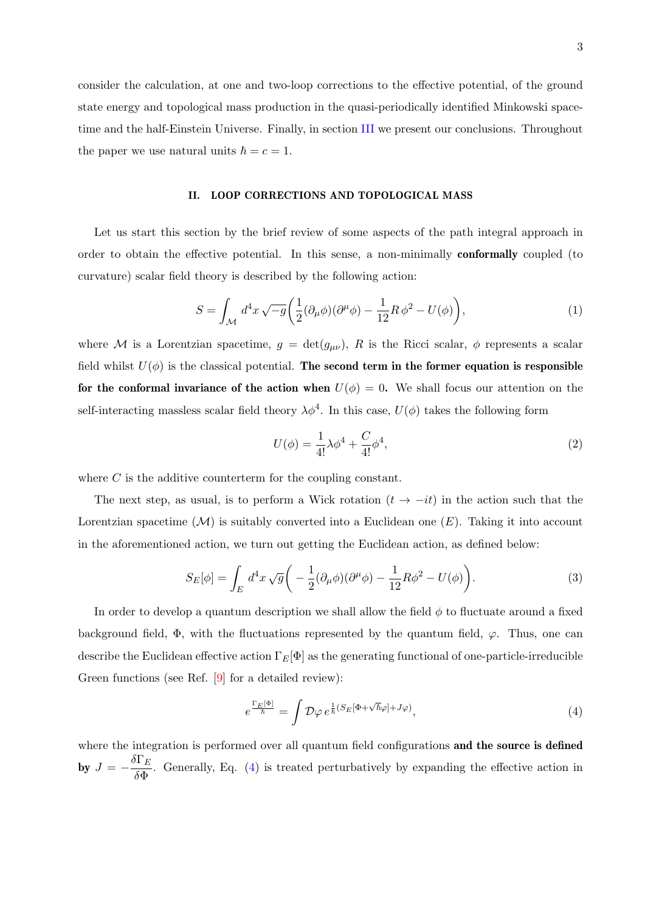consider the calculation, at one and two-loop corrections to the effective potential, of the ground state energy and topological mass production in the quasi-periodically identified Minkowski spacetime and the half-Einstein Universe. Finally, in section III we present our conclusions. Throughout the paper we use natural units $\hbar = c = 1$.

## II. LOOP CORRECTIONS AND TOPOLOGICAL MASS

Let us start this section by the brief review of some aspects of the path integral approach in order to obtain the effective potential. In this sense, a non-minimally **conformally** coupled (to curvature) scalar field theory is described by the following action:

$$S = \int_{\mathcal{M}} d^4x \, \sqrt{-g} \bigg( \frac{1}{2} (\partial_\mu \phi)(\partial^\mu \phi) - \frac{1}{12} R \, \phi^2 - U(\phi) \bigg), \tag{1}$$

where $\mathcal{M}$ is a Lorentzian spacetime, $g = \det(g_{\mu\nu})$, $R$ is the Ricci scalar, $\phi$ represents a scalar field whilst $U(\phi)$ is the classical potential. **The second term in the former equation is responsible for the conformal invariance of the action when** $U(\phi) = 0$**.** We shall focus our attention on the self-interacting massless scalar field theory $\lambda\phi^4$. In this case, $U(\phi)$ takes the following form

$$U(\phi) = \frac{1}{4!} \lambda \phi^4 + \frac{C}{4!} \phi^4, \tag{2}$$

where $C$ is the additive counterterm for the coupling constant.

The next step, as usual, is to perform a Wick rotation ($t \to -it$) in the action such that the Lorentzian spacetime ($\mathcal{M}$) is suitably converted into a Euclidean one ($E$). Taking it into account in the aforementioned action, we turn out getting the Euclidean action, as defined below:

$$S_E[\phi] = \int_E d^4x \, \sqrt{g} \bigg( - \frac{1}{2} (\partial_\mu \phi)(\partial^\mu \phi) - \frac{1}{12} R \phi^2 - U(\phi) \bigg). \tag{3}$$

In order to develop a quantum description we shall allow the field $\phi$ to fluctuate around a fixed background field, $\Phi$, with the fluctuations represented by the quantum field, $\varphi$. Thus, one can describe the Euclidean effective action $\Gamma_E[\Phi]$ as the generating functional of one-particle-irreducible Green functions (see Ref. [9] for a detailed review):

$$e^{\frac{\Gamma_E[\Phi]}{\hbar}} = \int \mathcal{D}\varphi \, e^{\frac{1}{\hbar}(S_E[\Phi + \sqrt{\hbar}\varphi] + J\varphi)}, \tag{4}$$

where the integration is performed over all quantum field configurations **and the source is defined by** $J = -\dfrac{\delta \Gamma_E}{\delta \Phi}$. Generally, Eq. (4) is treated perturbatively by expanding the effective action in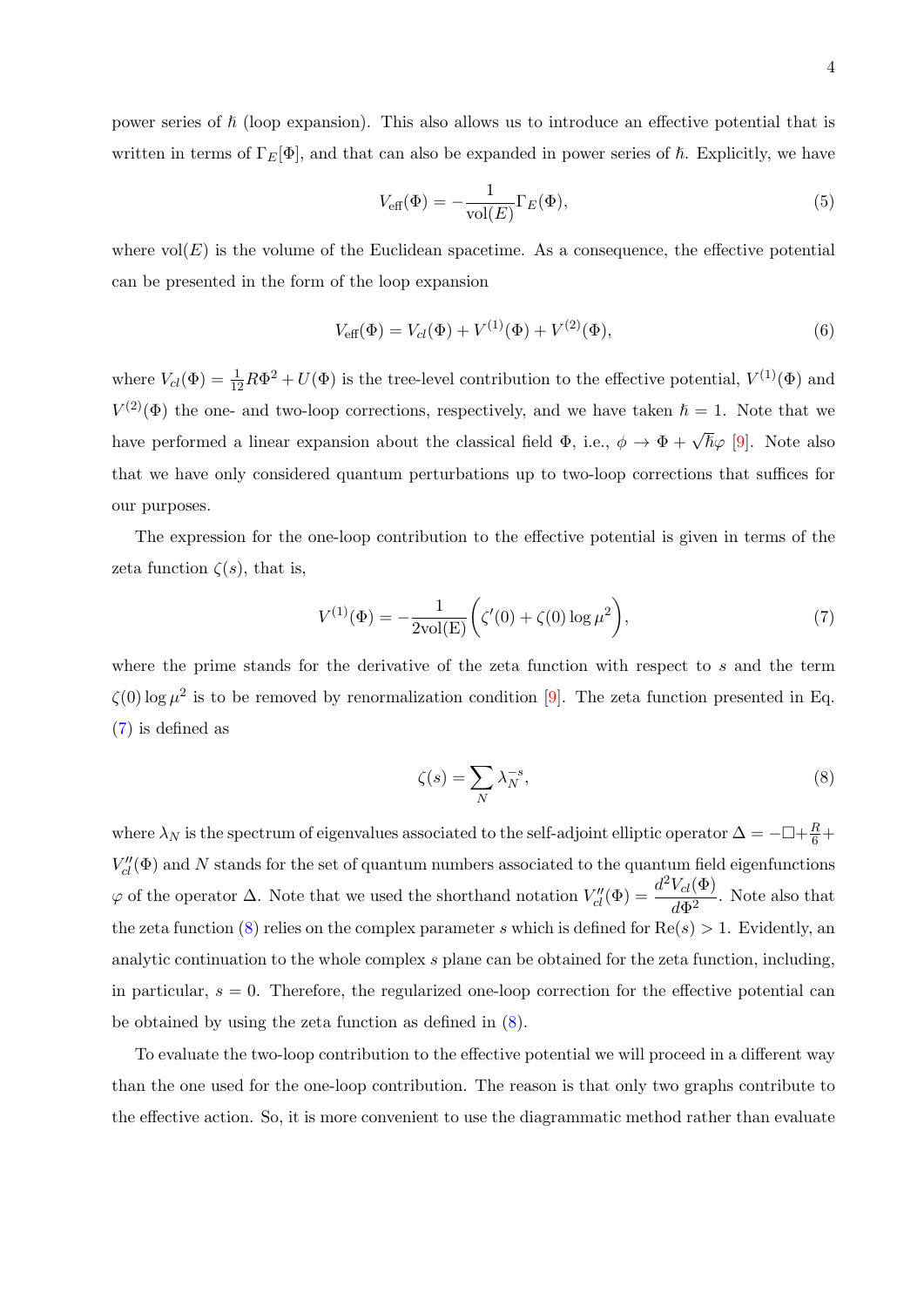power series of $\hbar$ (loop expansion). This also allows us to introduce an effective potential that is written in terms of $\Gamma_E[\Phi]$, and that can also be expanded in power series of $\hbar$. Explicitly, we have

$$V_{\rm eff}(\Phi) = -\frac{1}{\mathrm{vol}(E)}\Gamma_E(\Phi), \tag{5}$$

where $\mathrm{vol}(E)$ is the volume of the Euclidean spacetime. As a consequence, the effective potential can be presented in the form of the loop expansion

$$V_{\rm eff}(\Phi) = V_{cl}(\Phi) + V^{(1)}(\Phi) + V^{(2)}(\Phi), \tag{6}$$

where $V_{cl}(\Phi) = \frac{1}{12}R\Phi^2 + U(\Phi)$ is the tree-level contribution to the effective potential, $V^{(1)}(\Phi)$ and $V^{(2)}(\Phi)$ the one- and two-loop corrections, respectively, and we have taken $\hbar = 1$. Note that we have performed a linear expansion about the classical field $\Phi$, i.e., $\phi \to \Phi + \sqrt{\hbar}\varphi$ [9]. Note also that we have only considered quantum perturbations up to two-loop corrections that suffices for our purposes.

The expression for the one-loop contribution to the effective potential is given in terms of the zeta function $\zeta(s)$, that is,

$$V^{(1)}(\Phi) = -\frac{1}{2\mathrm{vol(E)}}\left(\zeta'(0) + \zeta(0)\log\mu^2\right), \tag{7}$$

where the prime stands for the derivative of the zeta function with respect to $s$ and the term $\zeta(0)\log\mu^2$ is to be removed by renormalization condition [9]. The zeta function presented in Eq. (7) is defined as

$$\zeta(s) = \sum_N \lambda_N^{-s}, \tag{8}$$

where $\lambda_N$ is the spectrum of eigenvalues associated to the self-adjoint elliptic operator $\Delta = -\Box + \frac{R}{6} + V''_{cl}(\Phi)$ and $N$ stands for the set of quantum numbers associated to the quantum field eigenfunctions $\varphi$ of the operator $\Delta$. Note that we used the shorthand notation $V''_{cl}(\Phi) = \dfrac{d^2V_{cl}(\Phi)}{d\Phi^2}$. Note also that the zeta function (8) relies on the complex parameter $s$ which is defined for $\mathrm{Re}(s) > 1$. Evidently, an analytic continuation to the whole complex $s$ plane can be obtained for the zeta function, including, in particular, $s = 0$. Therefore, the regularized one-loop correction for the effective potential can be obtained by using the zeta function as defined in (8).

To evaluate the two-loop contribution to the effective potential we will proceed in a different way than the one used for the one-loop contribution. The reason is that only two graphs contribute to the effective action. So, it is more convenient to use the diagrammatic method rather than evaluate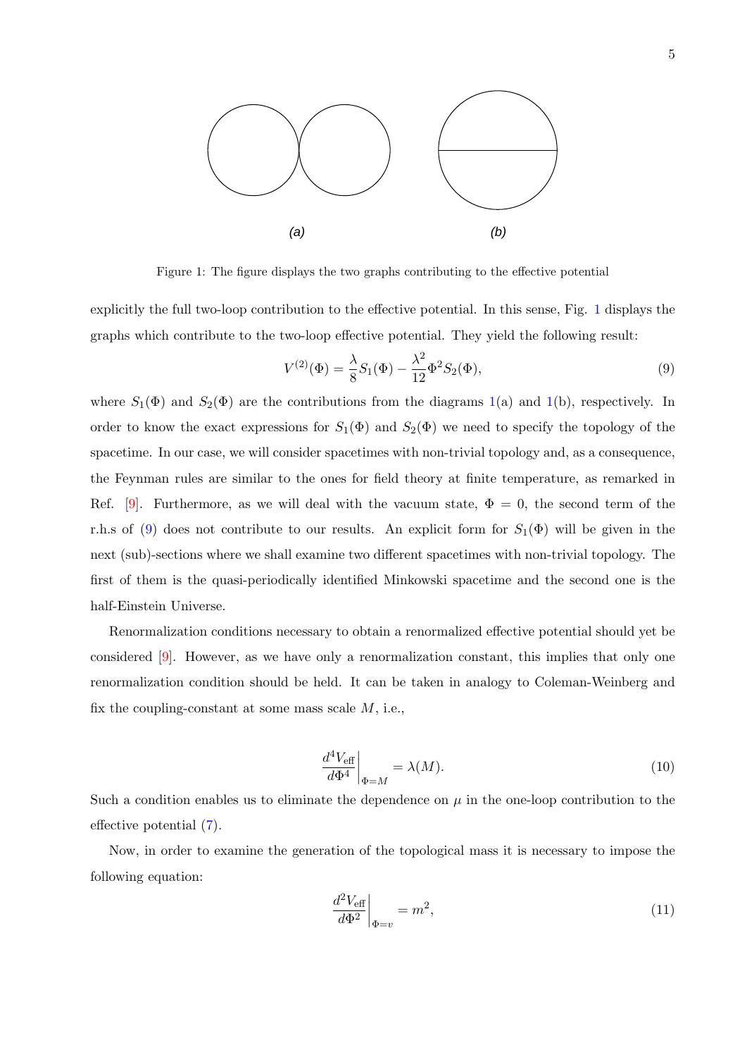(a) (b)

Figure 1: The figure displays the two graphs contributing to the effective potential

explicitly the full two-loop contribution to the effective potential. In this sense, Fig. 1 displays the graphs which contribute to the two-loop effective potential. They yield the following result:

$$V^{(2)}(\Phi) = \frac{\lambda}{8} S_1(\Phi) - \frac{\lambda^2}{12}\Phi^2 S_2(\Phi), \tag{9}$$

where $S_1(\Phi)$ and $S_2(\Phi)$ are the contributions from the diagrams 1(a) and 1(b), respectively. In order to know the exact expressions for $S_1(\Phi)$ and $S_2(\Phi)$ we need to specify the topology of the spacetime. In our case, we will consider spacetimes with non-trivial topology and, as a consequence, the Feynman rules are similar to the ones for field theory at finite temperature, as remarked in Ref. [9]. Furthermore, as we will deal with the vacuum state, $\Phi = 0$, the second term of the r.h.s of (9) does not contribute to our results. An explicit form for $S_1(\Phi)$ will be given in the next (sub)-sections where we shall examine two different spacetimes with non-trivial topology. The first of them is the quasi-periodically identified Minkowski spacetime and the second one is the half-Einstein Universe.

Renormalization conditions necessary to obtain a renormalized effective potential should yet be considered [9]. However, as we have only a renormalization constant, this implies that only one renormalization condition should be held. It can be taken in analogy to Coleman-Weinberg and fix the coupling-constant at some mass scale $M$, i.e.,

$$\left.\frac{d^4 V_{\text{eff}}}{d\Phi^4}\right|_{\Phi=M} = \lambda(M). \tag{10}$$

Such a condition enables us to eliminate the dependence on $\mu$ in the one-loop contribution to the effective potential (7).

Now, in order to examine the generation of the topological mass it is necessary to impose the following equation:

$$\left.\frac{d^2 V_{\text{eff}}}{d\Phi^2}\right|_{\Phi=v} = m^2, \tag{11}$$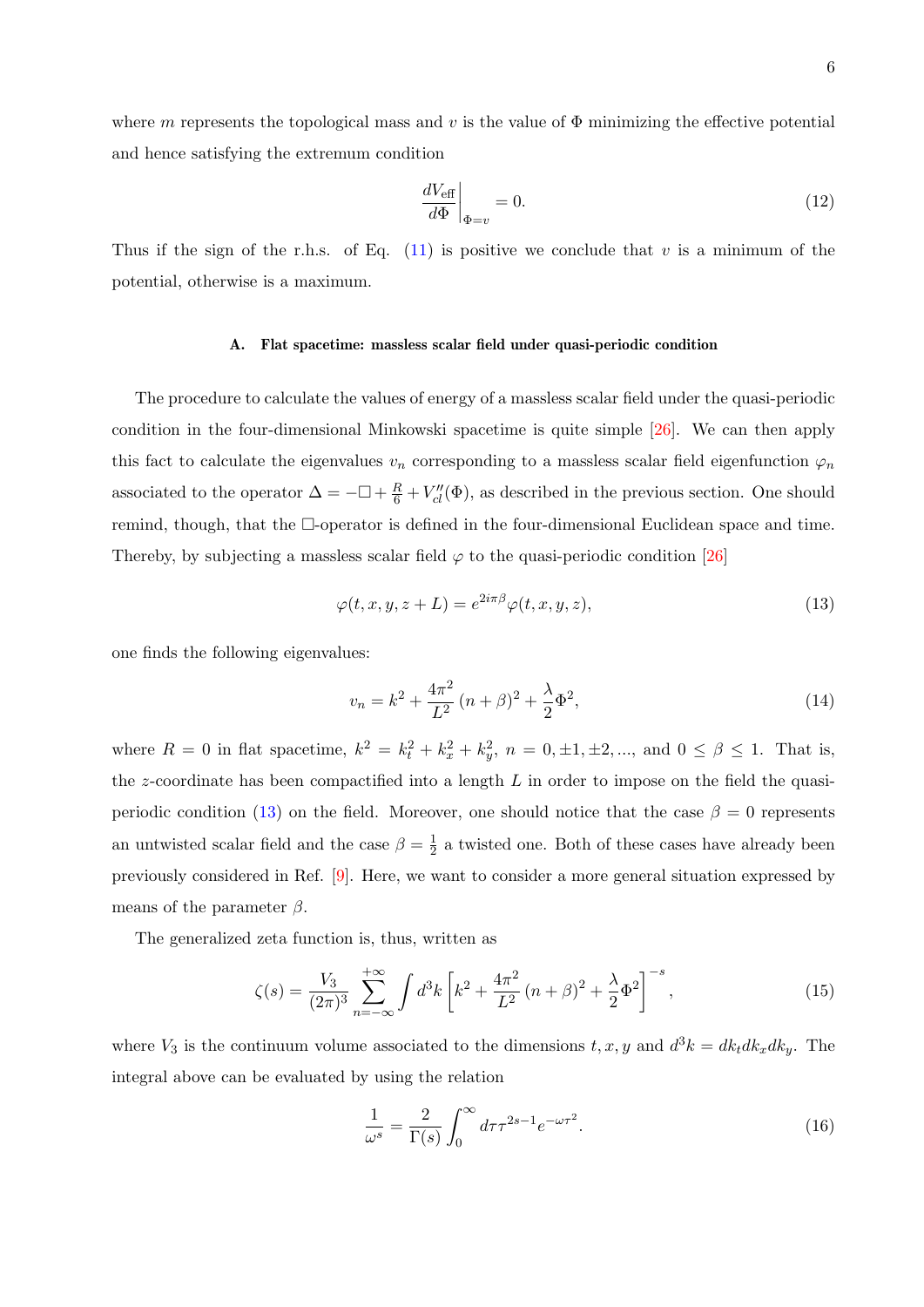where $m$ represents the topological mass and $v$ is the value of $\Phi$ minimizing the effective potential and hence satisfying the extremum condition

$$\left.\frac{dV_{\rm eff}}{d\Phi}\right|_{\Phi=v} = 0. \tag{12}$$

Thus if the sign of the r.h.s. of Eq. (11) is positive we conclude that $v$ is a minimum of the potential, otherwise is a maximum.

### A. Flat spacetime: massless scalar field under quasi-periodic condition

The procedure to calculate the values of energy of a massless scalar field under the quasi-periodic condition in the four-dimensional Minkowski spacetime is quite simple [26]. We can then apply this fact to calculate the eigenvalues $v_n$ corresponding to a massless scalar field eigenfunction $\varphi_n$ associated to the operator $\Delta = -\Box + \frac{R}{6} + V''_{cl}(\Phi)$, as described in the previous section. One should remind, though, that the $\Box$-operator is defined in the four-dimensional Euclidean space and time. Thereby, by subjecting a massless scalar field $\varphi$ to the quasi-periodic condition [26]

$$\varphi(t,x,y,z+L) = e^{2i\pi\beta}\varphi(t,x,y,z), \tag{13}$$

one finds the following eigenvalues:

$$v_n = k^2 + \frac{4\pi^2}{L^2}(n+\beta)^2 + \frac{\lambda}{2}\Phi^2, \tag{14}$$

where $R=0$ in flat spacetime, $k^2 = k_t^2 + k_x^2 + k_y^2$, $n = 0, \pm 1, \pm 2, ...$, and $0 \leq \beta \leq 1$. That is, the $z$-coordinate has been compactified into a length $L$ in order to impose on the field the quasi-periodic condition (13) on the field. Moreover, one should notice that the case $\beta = 0$ represents an untwisted scalar field and the case $\beta = \frac{1}{2}$ a twisted one. Both of these cases have already been previously considered in Ref. [9]. Here, we want to consider a more general situation expressed by means of the parameter $\beta$.

The generalized zeta function is, thus, written as

$$\zeta(s) = \frac{V_3}{(2\pi)^3}\sum_{n=-\infty}^{+\infty}\int d^3k\left[k^2 + \frac{4\pi^2}{L^2}(n+\beta)^2 + \frac{\lambda}{2}\Phi^2\right]^{-s}, \tag{15}$$

where $V_3$ is the continuum volume associated to the dimensions $t, x, y$ and $d^3k = dk_t dk_x dk_y$. The integral above can be evaluated by using the relation

$$\frac{1}{\omega^s} = \frac{2}{\Gamma(s)}\int_0^\infty d\tau \tau^{2s-1}e^{-\omega\tau^2}. \tag{16}$$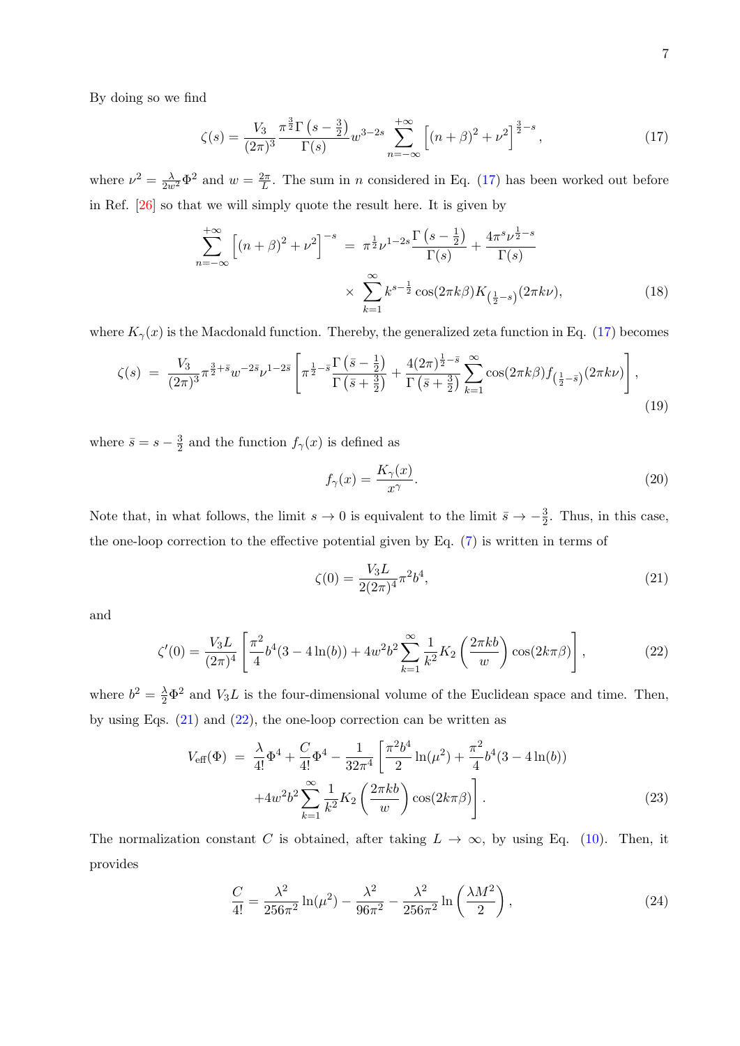By doing so we find

$$\zeta(s) = \frac{V_3}{(2\pi)^3}\frac{\pi^{\frac{3}{2}}\Gamma\left(s-\frac{3}{2}\right)}{\Gamma(s)}w^{3-2s}\sum_{n=-\infty}^{+\infty}\left[(n+\beta)^2+\nu^2\right]^{\frac{3}{2}-s}, \tag{17}$$

where $\nu^2 = \frac{\lambda}{2w^2}\Phi^2$ and $w = \frac{2\pi}{L}$. The sum in $n$ considered in Eq. (17) has been worked out before in Ref. [26] so that we will simply quote the result here. It is given by

$$\begin{aligned}\sum_{n=-\infty}^{+\infty}\left[(n+\beta)^2+\nu^2\right]^{-s} &= \pi^{\frac{1}{2}}\nu^{1-2s}\frac{\Gamma\left(s-\frac{1}{2}\right)}{\Gamma(s)} + \frac{4\pi^s\nu^{\frac{1}{2}-s}}{\Gamma(s)} \\ &\times \sum_{k=1}^{\infty}k^{s-\frac{1}{2}}\cos(2\pi k\beta)K_{\left(\frac{1}{2}-s\right)}(2\pi k\nu),\end{aligned} \tag{18}$$

where $K_\gamma(x)$ is the Macdonald function. Thereby, the generalized zeta function in Eq. (17) becomes

$$\zeta(s) = \frac{V_3}{(2\pi)^3}\pi^{\frac{3}{2}+\bar{s}}w^{-2\bar{s}}\nu^{1-2\bar{s}}\left[\pi^{\frac{1}{2}-\bar{s}}\frac{\Gamma\left(\bar{s}-\frac{1}{2}\right)}{\Gamma\left(\bar{s}+\frac{3}{2}\right)} + \frac{4(2\pi)^{\frac{1}{2}-\bar{s}}}{\Gamma\left(\bar{s}+\frac{3}{2}\right)}\sum_{k=1}^{\infty}\cos(2\pi k\beta)f_{\left(\frac{1}{2}-\bar{s}\right)}(2\pi k\nu)\right], \tag{19}$$

where $\bar{s} = s - \frac{3}{2}$ and the function $f_\gamma(x)$ is defined as

$$f_\gamma(x) = \frac{K_\gamma(x)}{x^\gamma}. \tag{20}$$

Note that, in what follows, the limit $s \to 0$ is equivalent to the limit $\bar{s} \to -\frac{3}{2}$. Thus, in this case, the one-loop correction to the effective potential given by Eq. (7) is written in terms of

$$\zeta(0) = \frac{V_3 L}{2(2\pi)^4}\pi^2 b^4, \tag{21}$$

and

$$\zeta'(0) = \frac{V_3 L}{(2\pi)^4}\left[\frac{\pi^2}{4}b^4(3-4\ln(b)) + 4w^2b^2\sum_{k=1}^{\infty}\frac{1}{k^2}K_2\left(\frac{2\pi kb}{w}\right)\cos(2k\pi\beta)\right], \tag{22}$$

where $b^2 = \frac{\lambda}{2}\Phi^2$ and $V_3L$ is the four-dimensional volume of the Euclidean space and time. Then, by using Eqs. (21) and (22), the one-loop correction can be written as

$$\begin{aligned}V_{\text{eff}}(\Phi) &= \frac{\lambda}{4!}\Phi^4 + \frac{C}{4!}\Phi^4 - \frac{1}{32\pi^4}\left[\frac{\pi^2b^4}{2}\ln(\mu^2) + \frac{\pi^2}{4}b^4(3-4\ln(b))\right. \\ &\left. +4w^2b^2\sum_{k=1}^{\infty}\frac{1}{k^2}K_2\left(\frac{2\pi kb}{w}\right)\cos(2k\pi\beta)\right].\end{aligned} \tag{23}$$

The normalization constant $C$ is obtained, after taking $L \to \infty$, by using Eq. (10). Then, it provides

$$\frac{C}{4!} = \frac{\lambda^2}{256\pi^2}\ln(\mu^2) - \frac{\lambda^2}{96\pi^2} - \frac{\lambda^2}{256\pi^2}\ln\left(\frac{\lambda M^2}{2}\right), \tag{24}$$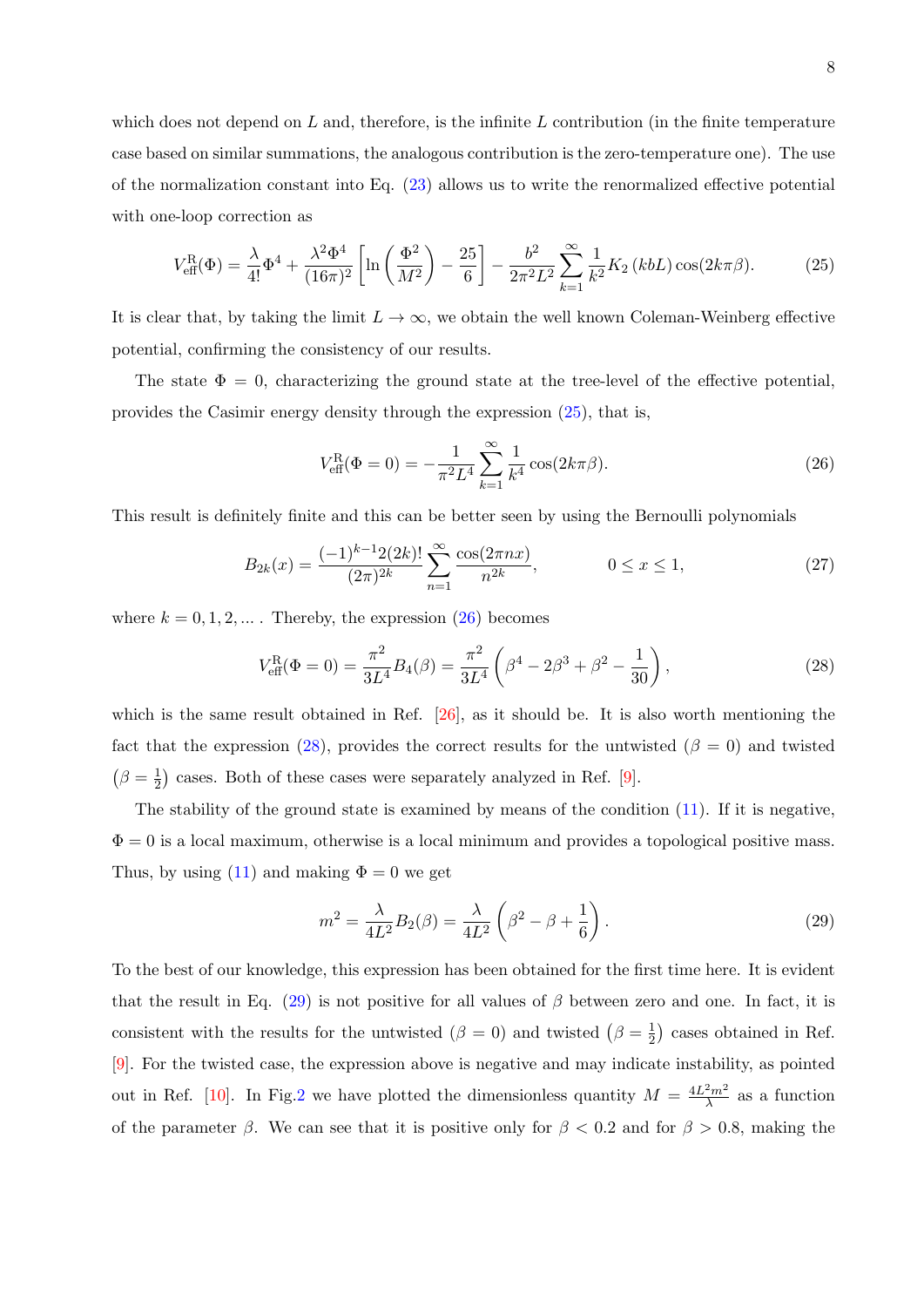which does not depend on $L$ and, therefore, is the infinite $L$ contribution (in the finite temperature case based on similar summations, the analogous contribution is the zero-temperature one). The use of the normalization constant into Eq. (23) allows us to write the renormalized effective potential with one-loop correction as

$$V^{\rm R}_{\rm eff}(\Phi) = \frac{\lambda}{4!}\Phi^4 + \frac{\lambda^2\Phi^4}{(16\pi)^2}\left[\ln\left(\frac{\Phi^2}{M^2}\right) - \frac{25}{6}\right] - \frac{b^2}{2\pi^2 L^2}\sum_{k=1}^{\infty}\frac{1}{k^2}K_2\left(kbL\right)\cos(2k\pi\beta). \tag{25}$$

It is clear that, by taking the limit $L \to \infty$, we obtain the well known Coleman-Weinberg effective potential, confirming the consistency of our results.

The state $\Phi = 0$, characterizing the ground state at the tree-level of the effective potential, provides the Casimir energy density through the expression (25), that is,

$$V^{\rm R}_{\rm eff}(\Phi = 0) = -\frac{1}{\pi^2 L^4}\sum_{k=1}^{\infty}\frac{1}{k^4}\cos(2k\pi\beta). \tag{26}$$

This result is definitely finite and this can be better seen by using the Bernoulli polynomials

$$B_{2k}(x) = \frac{(-1)^{k-1}2(2k)!}{(2\pi)^{2k}}\sum_{n=1}^{\infty}\frac{\cos(2\pi n x)}{n^{2k}}, \qquad\qquad 0 \le x \le 1, \tag{27}$$

where $k = 0, 1, 2, ...$ . Thereby, the expression (26) becomes

$$V^{\rm R}_{\rm eff}(\Phi = 0) = \frac{\pi^2}{3L^4}B_4(\beta) = \frac{\pi^2}{3L^4}\left(\beta^4 - 2\beta^3 + \beta^2 - \frac{1}{30}\right), \tag{28}$$

which is the same result obtained in Ref. [26], as it should be. It is also worth mentioning the fact that the expression (28), provides the correct results for the untwisted ($\beta = 0$) and twisted $\left(\beta = \frac{1}{2}\right)$ cases. Both of these cases were separately analyzed in Ref. [9].

The stability of the ground state is examined by means of the condition (11). If it is negative, $\Phi = 0$ is a local maximum, otherwise is a local minimum and provides a topological positive mass. Thus, by using (11) and making $\Phi = 0$ we get

$$m^2 = \frac{\lambda}{4L^2}B_2(\beta) = \frac{\lambda}{4L^2}\left(\beta^2 - \beta + \frac{1}{6}\right). \tag{29}$$

To the best of our knowledge, this expression has been obtained for the first time here. It is evident that the result in Eq. (29) is not positive for all values of $\beta$ between zero and one. In fact, it is consistent with the results for the untwisted ($\beta = 0$) and twisted $\left(\beta = \frac{1}{2}\right)$ cases obtained in Ref. [9]. For the twisted case, the expression above is negative and may indicate instability, as pointed out in Ref. [10]. In Fig.2 we have plotted the dimensionless quantity $M = \frac{4L^2m^2}{\lambda}$ as a function of the parameter $\beta$. We can see that it is positive only for $\beta < 0.2$ and for $\beta > 0.8$, making the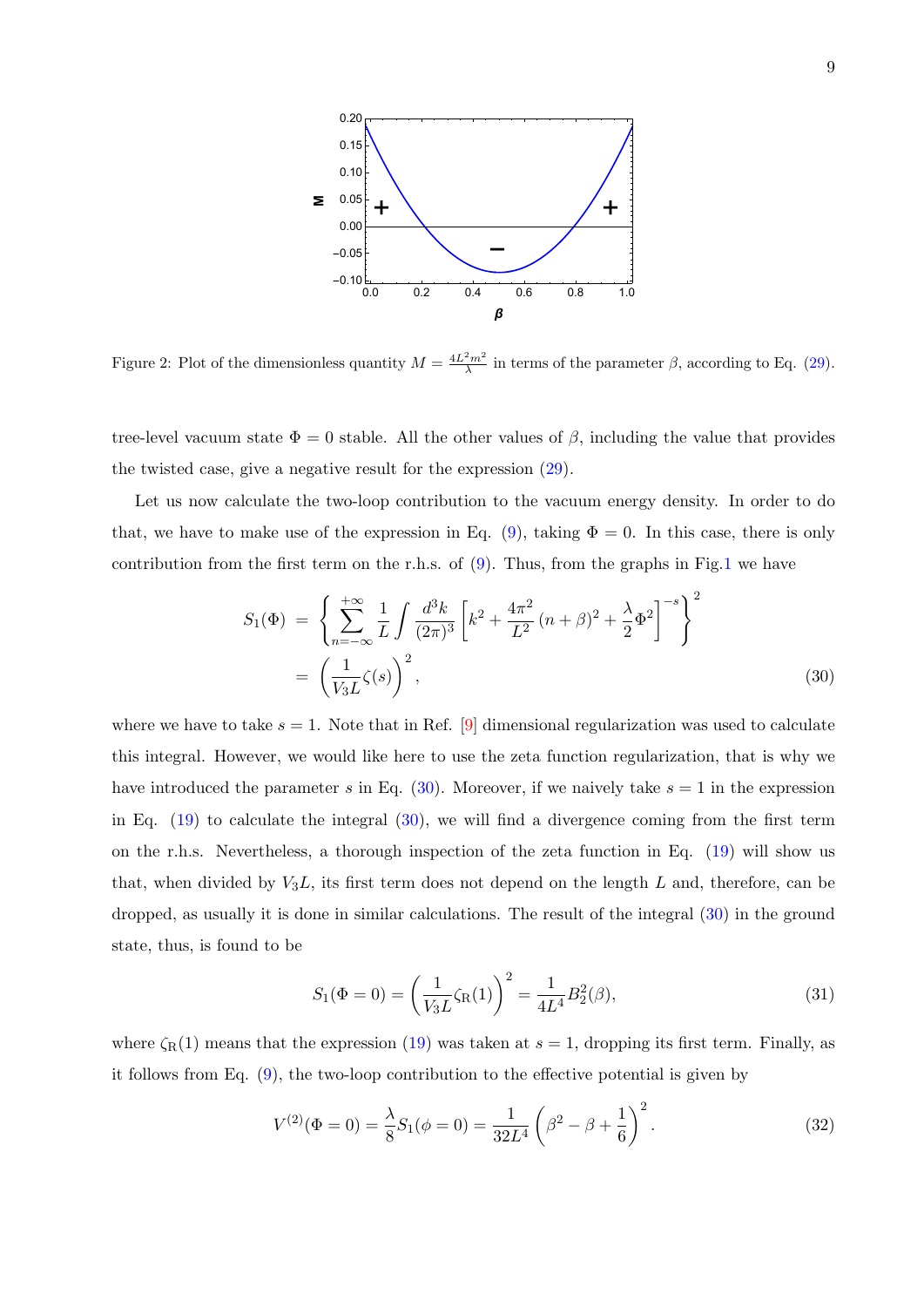Figure 2: Plot of the dimensionless quantity $M = \frac{4L^2 m^2}{\lambda}$ in terms of the parameter $\beta$, according to Eq. (29).

tree-level vacuum state $\Phi = 0$ stable. All the other values of $\beta$, including the value that provides the twisted case, give a negative result for the expression (29).

Let us now calculate the two-loop contribution to the vacuum energy density. In order to do that, we have to make use of the expression in Eq. (9), taking $\Phi = 0$. In this case, there is only contribution from the first term on the r.h.s. of (9). Thus, from the graphs in Fig.1 we have

$$
\begin{aligned}
S_1(\Phi) &= \left\{ \sum_{n=-\infty}^{+\infty} \frac{1}{L} \int \frac{d^3k}{(2\pi)^3} \left[ k^2 + \frac{4\pi^2}{L^2}(n+\beta)^2 + \frac{\lambda}{2}\Phi^2 \right]^{-s} \right\}^2 \\
&= \left( \frac{1}{V_3 L} \zeta(s) \right)^2 ,
\end{aligned} \tag{30}
$$

where we have to take $s = 1$. Note that in Ref. [9] dimensional regularization was used to calculate this integral. However, we would like here to use the zeta function regularization, that is why we have introduced the parameter $s$ in Eq. (30). Moreover, if we naively take $s = 1$ in the expression in Eq. (19) to calculate the integral (30), we will find a divergence coming from the first term on the r.h.s. Nevertheless, a thorough inspection of the zeta function in Eq. (19) will show us that, when divided by $V_3 L$, its first term does not depend on the length $L$ and, therefore, can be dropped, as usually it is done in similar calculations. The result of the integral (30) in the ground state, thus, is found to be

$$
S_1(\Phi = 0) = \left( \frac{1}{V_3 L} \zeta_{\rm R}(1) \right)^2 = \frac{1}{4L^4} B_2^2(\beta), \tag{31}
$$

where $\zeta_{\rm R}(1)$ means that the expression (19) was taken at $s = 1$, dropping its first term. Finally, as it follows from Eq. (9), the two-loop contribution to the effective potential is given by

$$
V^{(2)}(\Phi = 0) = \frac{\lambda}{8} S_1(\phi = 0) = \frac{1}{32L^4} \left( \beta^2 - \beta + \frac{1}{6} \right)^2 . \tag{32}
$$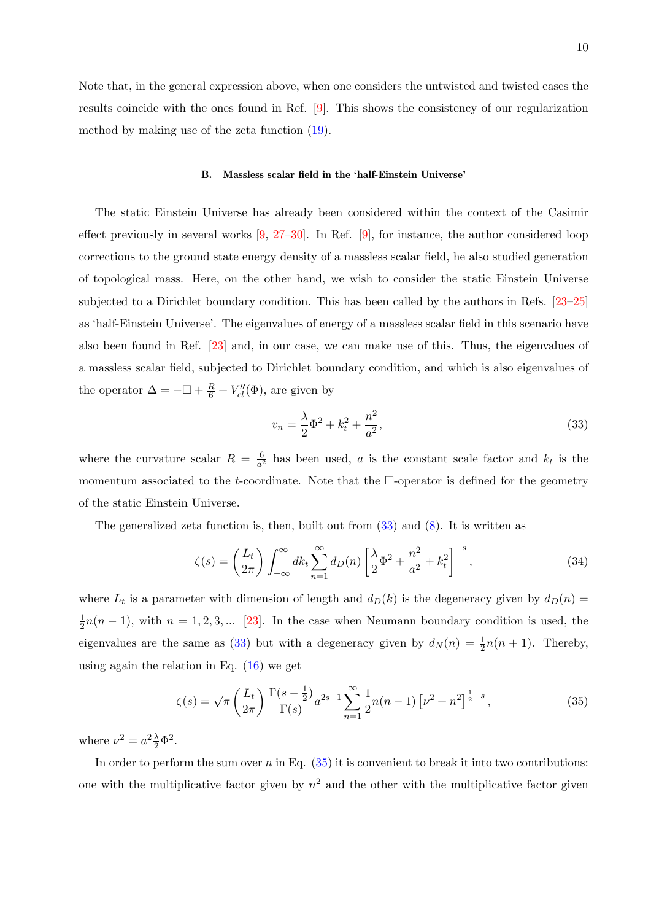Note that, in the general expression above, when one considers the untwisted and twisted cases the results coincide with the ones found in Ref. [9]. This shows the consistency of our regularization method by making use of the zeta function (19).

### B. Massless scalar field in the 'half-Einstein Universe'

The static Einstein Universe has already been considered within the context of the Casimir effect previously in several works [9, 27–30]. In Ref. [9], for instance, the author considered loop corrections to the ground state energy density of a massless scalar field, he also studied generation of topological mass. Here, on the other hand, we wish to consider the static Einstein Universe subjected to a Dirichlet boundary condition. This has been called by the authors in Refs. [23–25] as 'half-Einstein Universe'. The eigenvalues of energy of a massless scalar field in this scenario have also been found in Ref. [23] and, in our case, we can make use of this. Thus, the eigenvalues of a massless scalar field, subjected to Dirichlet boundary condition, and which is also eigenvalues of the operator $\Delta = -\Box + \frac{R}{6} + V_{cl}''(\Phi)$, are given by

$$
v_n = \frac{\lambda}{2}\Phi^2 + k_t^2 + \frac{n^2}{a^2}, \tag{33}
$$

where the curvature scalar $R = \frac{6}{a^2}$ has been used, $a$ is the constant scale factor and $k_t$ is the momentum associated to the $t$-coordinate. Note that the $\Box$-operator is defined for the geometry of the static Einstein Universe.

The generalized zeta function is, then, built out from (33) and (8). It is written as

$$
\zeta(s) = \left(\frac{L_t}{2\pi}\right)\int_{-\infty}^{\infty} dk_t \sum_{n=1}^{\infty} d_D(n)\left[\frac{\lambda}{2}\Phi^2 + \frac{n^2}{a^2} + k_t^2\right]^{-s}, \tag{34}
$$

where $L_t$ is a parameter with dimension of length and $d_D(k)$ is the degeneracy given by $d_D(n) = \frac{1}{2}n(n-1)$, with $n = 1, 2, 3, ...$ [23]. In the case when Neumann boundary condition is used, the eigenvalues are the same as (33) but with a degeneracy given by $d_N(n) = \frac{1}{2}n(n+1)$. Thereby, using again the relation in Eq. (16) we get

$$
\zeta(s) = \sqrt{\pi}\left(\frac{L_t}{2\pi}\right)\frac{\Gamma(s-\frac{1}{2})}{\Gamma(s)}a^{2s-1}\sum_{n=1}^{\infty}\frac{1}{2}n(n-1)\left[\nu^2 + n^2\right]^{\frac{1}{2}-s}, \tag{35}
$$

where $\nu^2 = a^2\frac{\lambda}{2}\Phi^2$.

In order to perform the sum over $n$ in Eq. (35) it is convenient to break it into two contributions: one with the multiplicative factor given by $n^2$ and the other with the multiplicative factor given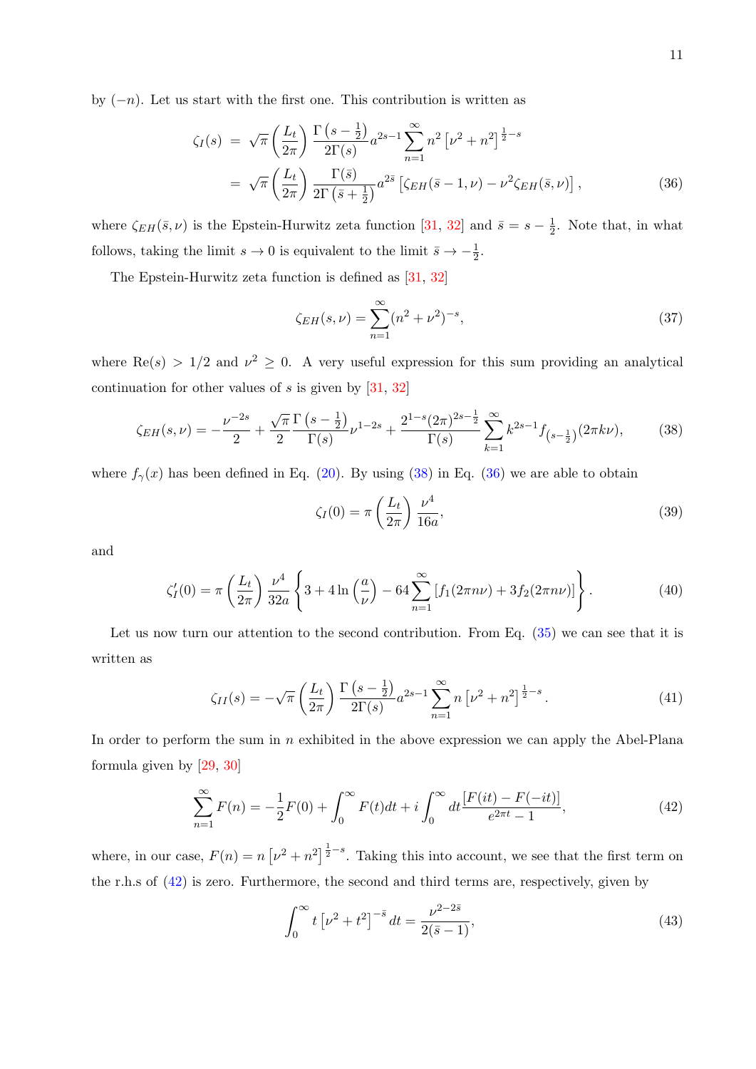by $(-n)$. Let us start with the first one. This contribution is written as

$$
\begin{aligned}
\zeta_I(s) &= \sqrt{\pi}\left(\frac{L_t}{2\pi}\right)\frac{\Gamma\left(s-\frac{1}{2}\right)}{2\Gamma(s)}a^{2s-1}\sum_{n=1}^{\infty}n^2\left[\nu^2+n^2\right]^{\frac{1}{2}-s} \\
&= \sqrt{\pi}\left(\frac{L_t}{2\pi}\right)\frac{\Gamma(\bar{s})}{2\Gamma\left(\bar{s}+\frac{1}{2}\right)}a^{2\bar{s}}\left[\zeta_{EH}(\bar{s}-1,\nu)-\nu^2\zeta_{EH}(\bar{s},\nu)\right],
\end{aligned}
\tag{36}
$$

where $\zeta_{EH}(\bar{s},\nu)$ is the Epstein-Hurwitz zeta function [31, 32] and $\bar{s}=s-\frac{1}{2}$. Note that, in what follows, taking the limit $s\to 0$ is equivalent to the limit $\bar{s}\to -\frac{1}{2}$.

The Epstein-Hurwitz zeta function is defined as [31, 32]

$$
\zeta_{EH}(s,\nu)=\sum_{n=1}^{\infty}(n^2+\nu^2)^{-s},
\tag{37}
$$

where $\mathrm{Re}(s)>1/2$ and $\nu^2\geq 0$. A very useful expression for this sum providing an analytical continuation for other values of $s$ is given by [31, 32]

$$
\zeta_{EH}(s,\nu)=-\frac{\nu^{-2s}}{2}+\frac{\sqrt{\pi}}{2}\frac{\Gamma\left(s-\frac{1}{2}\right)}{\Gamma(s)}\nu^{1-2s}+\frac{2^{1-s}(2\pi)^{2s-\frac{1}{2}}}{\Gamma(s)}\sum_{k=1}^{\infty}k^{2s-1}f_{\left(s-\frac{1}{2}\right)}(2\pi k\nu),
\tag{38}
$$

where $f_\gamma(x)$ has been defined in Eq. (20). By using (38) in Eq. (36) we are able to obtain

$$
\zeta_I(0)=\pi\left(\frac{L_t}{2\pi}\right)\frac{\nu^4}{16a},
\tag{39}
$$

and

$$
\zeta_I'(0)=\pi\left(\frac{L_t}{2\pi}\right)\frac{\nu^4}{32a}\left\{3+4\ln\left(\frac{a}{\nu}\right)-64\sum_{n=1}^{\infty}\left[f_1(2\pi n\nu)+3f_2(2\pi n\nu)\right]\right\}.
\tag{40}
$$

Let us now turn our attention to the second contribution. From Eq. (35) we can see that it is written as

$$
\zeta_{II}(s)=-\sqrt{\pi}\left(\frac{L_t}{2\pi}\right)\frac{\Gamma\left(s-\frac{1}{2}\right)}{2\Gamma(s)}a^{2s-1}\sum_{n=1}^{\infty}n\left[\nu^2+n^2\right]^{\frac{1}{2}-s}.
\tag{41}
$$

In order to perform the sum in $n$ exhibited in the above expression we can apply the Abel-Plana formula given by [29, 30]

$$
\sum_{n=1}^{\infty}F(n)=-\frac{1}{2}F(0)+\int_0^{\infty}F(t)dt+i\int_0^{\infty}dt\frac{[F(it)-F(-it)]}{e^{2\pi t}-1},
\tag{42}
$$

where, in our case, $F(n)=n\left[\nu^2+n^2\right]^{\frac{1}{2}-s}$. Taking this into account, we see that the first term on the r.h.s of (42) is zero. Furthermore, the second and third terms are, respectively, given by

$$
\int_0^{\infty}t\left[\nu^2+t^2\right]^{-\bar{s}}dt=\frac{\nu^{2-2\bar{s}}}{2(\bar{s}-1)},
\tag{43}
$$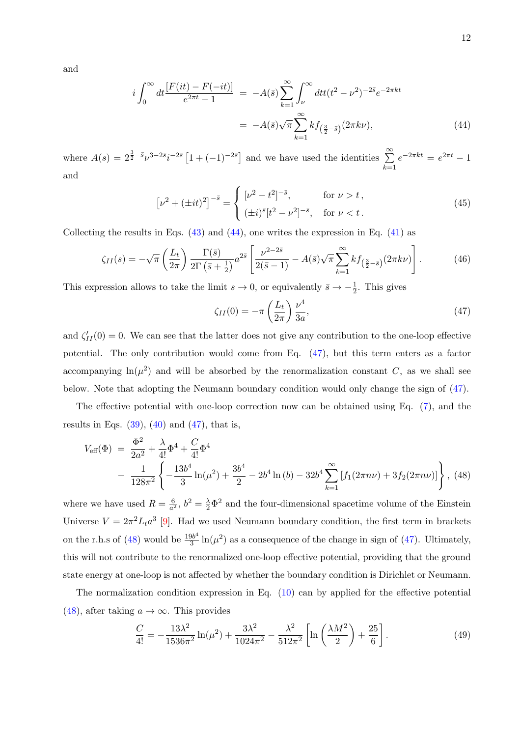and

$$
\begin{aligned}
i\int_0^\infty dt \frac{[F(it)-F(-it)]}{e^{2\pi t}-1} &= -A(\bar{s})\sum_{k=1}^{\infty}\int_\nu^\infty dt t(t^2-\nu^2)^{-2\bar{s}}e^{-2\pi k t} \\
&= -A(\bar{s})\sqrt{\pi}\sum_{k=1}^{\infty} k f_{\left(\frac{3}{2}-\bar{s}\right)}(2\pi k\nu), \qquad (44)
\end{aligned}
$$

where $A(s) = 2^{\frac{3}{2}-\bar{s}}\nu^{3-2\bar{s}}i^{-2\bar{s}}\left[1+(-1)^{-2\bar{s}}\right]$ and we have used the identities $\sum\limits_{k=1}^{\infty} e^{-2\pi k t} = e^{2\pi t}-1$ and

$$
\left[\nu^2 + (\pm it)^2\right]^{-\bar{s}} = \begin{cases} [\nu^2 - t^2]^{-\bar{s}}, & \text{for } \nu > t\,, \\ (\pm i)^{\bar{s}}[t^2-\nu^2]^{-\bar{s}}, & \text{for } \nu < t\,. \end{cases} \qquad (45)
$$

Collecting the results in Eqs. (43) and (44), one writes the expression in Eq. (41) as

$$
\zeta_{II}(s) = -\sqrt{\pi}\left(\frac{L_t}{2\pi}\right)\frac{\Gamma(\bar{s})}{2\Gamma\left(\bar{s}+\frac{1}{2}\right)}a^{2\bar{s}}\left[\frac{\nu^{2-2\bar{s}}}{2(\bar{s}-1)} - A(\bar{s})\sqrt{\pi}\sum_{k=1}^{\infty} k f_{\left(\frac{3}{2}-\bar{s}\right)}(2\pi k\nu)\right]. \qquad (46)
$$

This expression allows to take the limit $s \to 0$, or equivalently $\bar{s} \to -\frac{1}{2}$. This gives

$$
\zeta_{II}(0) = -\pi\left(\frac{L_t}{2\pi}\right)\frac{\nu^4}{3a}, \qquad (47)
$$

and $\zeta'_{II}(0) = 0$. We can see that the latter does not give any contribution to the one-loop effective potential. The only contribution would come from Eq. (47), but this term enters as a factor accompanying $\ln(\mu^2)$ and will be absorbed by the renormalization constant $C$, as we shall see below. Note that adopting the Neumann boundary condition would only change the sign of (47).

The effective potential with one-loop correction now can be obtained using Eq. (7), and the results in Eqs. (39), (40) and (47), that is,

$$
\begin{aligned}
V_{\text{eff}}(\Phi) &= \frac{\Phi^2}{2a^2} + \frac{\lambda}{4!}\Phi^4 + \frac{C}{4!}\Phi^4 \\
&- \frac{1}{128\pi^2}\left\{-\frac{13b^4}{3}\ln(\mu^2) + \frac{3b^4}{2} - 2b^4\ln(b) - 32b^4\sum_{k=1}^{\infty}\left[f_1(2\pi n\nu) + 3f_2(2\pi n\nu)\right]\right\}, \quad (48)
\end{aligned}
$$

where we have used $R = \frac{6}{a^2}$, $b^2 = \frac{\lambda}{2}\Phi^2$ and the four-dimensional spacetime volume of the Einstein Universe $V = 2\pi^2 L_t a^3$ [9]. Had we used Neumann boundary condition, the first term in brackets on the r.h.s of (48) would be $\frac{19b^4}{3}\ln(\mu^2)$ as a consequence of the change in sign of (47). Ultimately, this will not contribute to the renormalized one-loop effective potential, providing that the ground state energy at one-loop is not affected by whether the boundary condition is Dirichlet or Neumann.

The normalization condition expression in Eq. (10) can by applied for the effective potential (48), after taking $a \to \infty$. This provides

$$
\frac{C}{4!} = -\frac{13\lambda^2}{1536\pi^2}\ln(\mu^2) + \frac{3\lambda^2}{1024\pi^2} - \frac{\lambda^2}{512\pi^2}\left[\ln\left(\frac{\lambda M^2}{2}\right) + \frac{25}{6}\right]. \qquad (49)
$$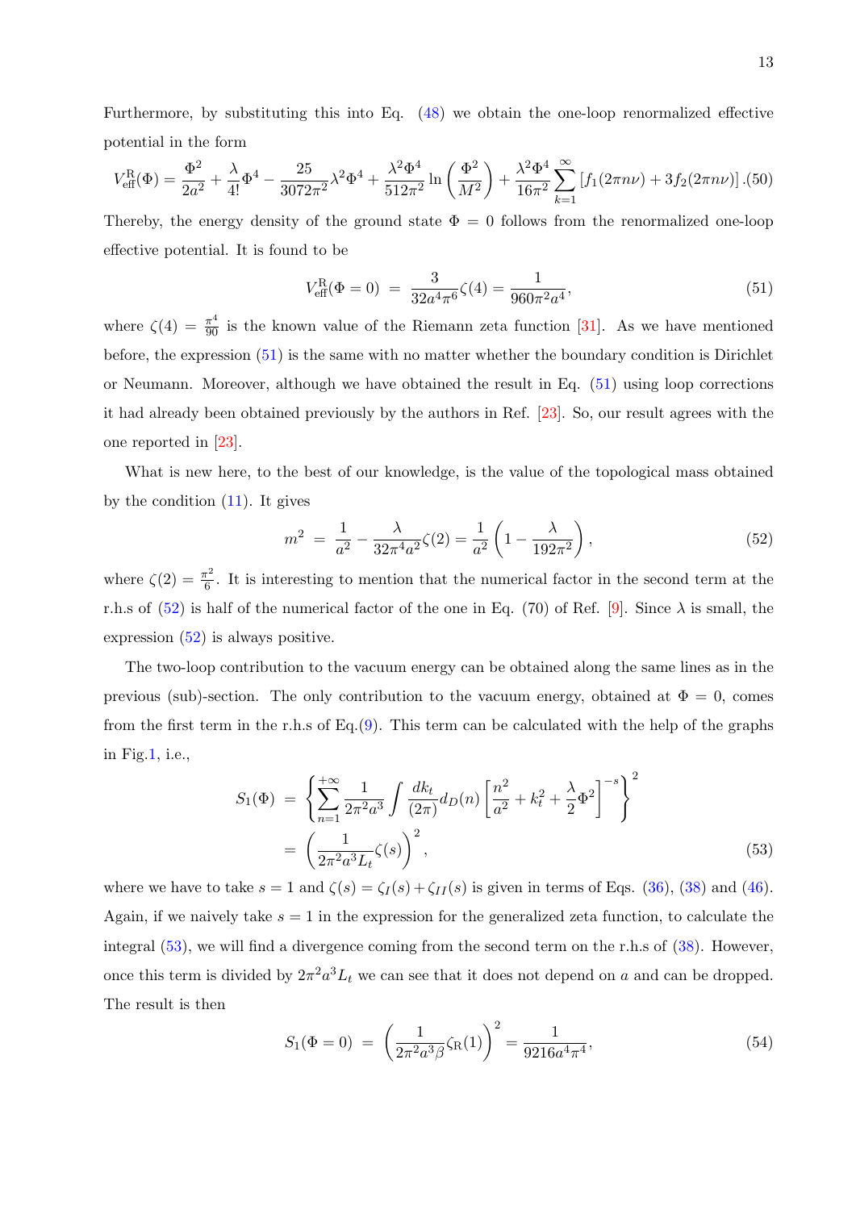Furthermore, by substituting this into Eq. (48) we obtain the one-loop renormalized effective potential in the form

$$V_{\rm eff}^{\rm R}(\Phi) = \frac{\Phi^2}{2a^2} + \frac{\lambda}{4!}\Phi^4 - \frac{25}{3072\pi^2}\lambda^2\Phi^4 + \frac{\lambda^2\Phi^4}{512\pi^2}\ln\left(\frac{\Phi^2}{M^2}\right) + \frac{\lambda^2\Phi^4}{16\pi^2}\sum_{k=1}^{\infty}\left[f_1(2\pi n\nu) + 3f_2(2\pi n\nu)\right]. \quad (50)$$

Thereby, the energy density of the ground state $\Phi = 0$ follows from the renormalized one-loop effective potential. It is found to be

$$V_{\rm eff}^{\rm R}(\Phi = 0) \ = \ \frac{3}{32a^4\pi^6}\zeta(4) = \frac{1}{960\pi^2 a^4}, \quad (51)$$

where $\zeta(4) = \frac{\pi^4}{90}$ is the known value of the Riemann zeta function [31]. As we have mentioned before, the expression (51) is the same with no matter whether the boundary condition is Dirichlet or Neumann. Moreover, although we have obtained the result in Eq. (51) using loop corrections it had already been obtained previously by the authors in Ref. [23]. So, our result agrees with the one reported in [23].

What is new here, to the best of our knowledge, is the value of the topological mass obtained by the condition (11). It gives

$$m^2 \ = \ \frac{1}{a^2} - \frac{\lambda}{32\pi^4 a^2}\zeta(2) = \frac{1}{a^2}\left(1 - \frac{\lambda}{192\pi^2}\right), \quad (52)$$

where $\zeta(2) = \frac{\pi^2}{6}$. It is interesting to mention that the numerical factor in the second term at the r.h.s of (52) is half of the numerical factor of the one in Eq. (70) of Ref. [9]. Since $\lambda$ is small, the expression (52) is always positive.

The two-loop contribution to the vacuum energy can be obtained along the same lines as in the previous (sub)-section. The only contribution to the vacuum energy, obtained at $\Phi = 0$, comes from the first term in the r.h.s of Eq.(9). This term can be calculated with the help of the graphs in Fig.1, i.e.,

$$\begin{aligned}
S_1(\Phi) \ &= \ \left\{\sum_{n=1}^{+\infty}\frac{1}{2\pi^2 a^3}\int\frac{dk_t}{(2\pi)}d_D(n)\left[\frac{n^2}{a^2} + k_t^2 + \frac{\lambda}{2}\Phi^2\right]^{-s}\right\}^2 \\
&= \ \left(\frac{1}{2\pi^2 a^3 L_t}\zeta(s)\right)^2, \quad (53)
\end{aligned}$$

where we have to take $s = 1$ and $\zeta(s) = \zeta_I(s) + \zeta_{II}(s)$ is given in terms of Eqs. (36), (38) and (46). Again, if we naively take $s = 1$ in the expression for the generalized zeta function, to calculate the integral (53), we will find a divergence coming from the second term on the r.h.s of (38). However, once this term is divided by $2\pi^2 a^3 L_t$ we can see that it does not depend on $a$ and can be dropped. The result is then

$$S_1(\Phi = 0) \ = \ \left(\frac{1}{2\pi^2 a^3\beta}\zeta_{\rm R}(1)\right)^2 = \frac{1}{9216a^4\pi^4}, \quad (54)$$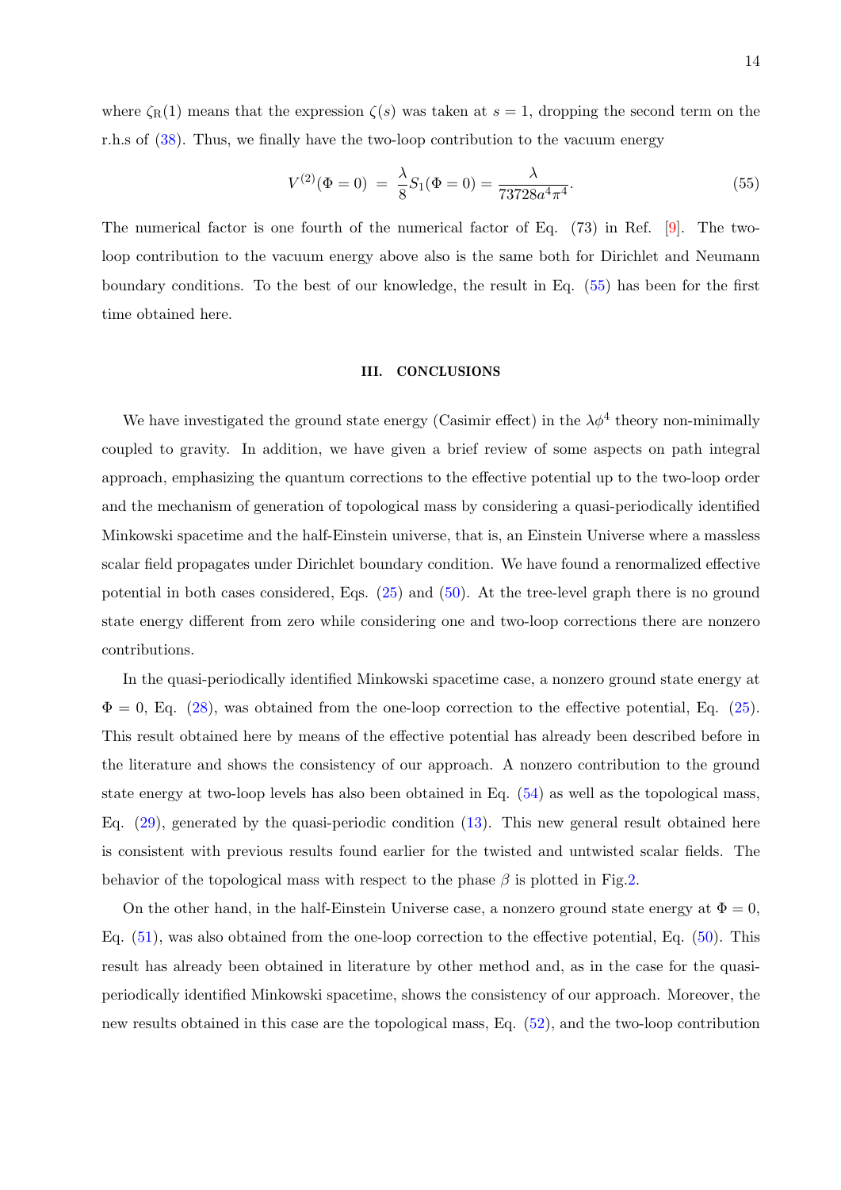where $\zeta_{\rm R}(1)$ means that the expression $\zeta(s)$ was taken at $s = 1$, dropping the second term on the r.h.s of (38). Thus, we finally have the two-loop contribution to the vacuum energy

$$V^{(2)}(\Phi = 0) \ = \ \frac{\lambda}{8} S_1(\Phi = 0) = \frac{\lambda}{73728 a^4 \pi^4}. \tag{55}$$

The numerical factor is one fourth of the numerical factor of Eq. (73) in Ref. [9]. The two-loop contribution to the vacuum energy above also is the same both for Dirichlet and Neumann boundary conditions. To the best of our knowledge, the result in Eq. (55) has been for the first time obtained here.

## III. CONCLUSIONS

We have investigated the ground state energy (Casimir effect) in the $\lambda\phi^4$ theory non-minimally coupled to gravity. In addition, we have given a brief review of some aspects on path integral approach, emphasizing the quantum corrections to the effective potential up to the two-loop order and the mechanism of generation of topological mass by considering a quasi-periodically identified Minkowski spacetime and the half-Einstein universe, that is, an Einstein Universe where a massless scalar field propagates under Dirichlet boundary condition. We have found a renormalized effective potential in both cases considered, Eqs. (25) and (50). At the tree-level graph there is no ground state energy different from zero while considering one and two-loop corrections there are nonzero contributions.

In the quasi-periodically identified Minkowski spacetime case, a nonzero ground state energy at $\Phi = 0$, Eq. (28), was obtained from the one-loop correction to the effective potential, Eq. (25). This result obtained here by means of the effective potential has already been described before in the literature and shows the consistency of our approach. A nonzero contribution to the ground state energy at two-loop levels has also been obtained in Eq. (54) as well as the topological mass, Eq. (29), generated by the quasi-periodic condition (13). This new general result obtained here is consistent with previous results found earlier for the twisted and untwisted scalar fields. The behavior of the topological mass with respect to the phase $\beta$ is plotted in Fig.2.

On the other hand, in the half-Einstein Universe case, a nonzero ground state energy at $\Phi = 0$, Eq. (51), was also obtained from the one-loop correction to the effective potential, Eq. (50). This result has already been obtained in literature by other method and, as in the case for the quasi-periodically identified Minkowski spacetime, shows the consistency of our approach. Moreover, the new results obtained in this case are the topological mass, Eq. (52), and the two-loop contribution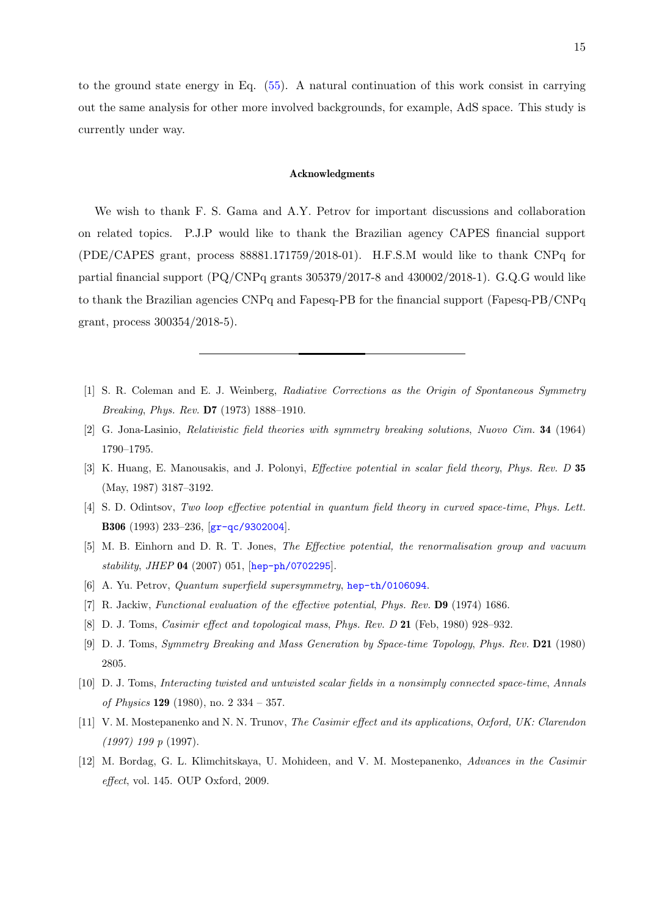to the ground state energy in Eq. (55). A natural continuation of this work consist in carrying out the same analysis for other more involved backgrounds, for example, AdS space. This study is currently under way.

### Acknowledgments

We wish to thank F. S. Gama and A.Y. Petrov for important discussions and collaboration on related topics. P.J.P would like to thank the Brazilian agency CAPES financial support (PDE/CAPES grant, process 88881.171759/2018-01). H.F.S.M would like to thank CNPq for partial financial support (PQ/CNPq grants 305379/2017-8 and 430002/2018-1). G.Q.G would like to thank the Brazilian agencies CNPq and Fapesq-PB for the financial support (Fapesq-PB/CNPq grant, process 300354/2018-5).

---

[1] S. R. Coleman and E. J. Weinberg, *Radiative Corrections as the Origin of Spontaneous Symmetry Breaking*, *Phys. Rev.* **D7** (1973) 1888–1910.

[2] G. Jona-Lasinio, *Relativistic field theories with symmetry breaking solutions*, *Nuovo Cim.* **34** (1964) 1790–1795.

[3] K. Huang, E. Manousakis, and J. Polonyi, *Effective potential in scalar field theory*, *Phys. Rev. D* **35** (May, 1987) 3187–3192.

[4] S. D. Odintsov, *Two loop effective potential in quantum field theory in curved space-time*, *Phys. Lett.* **B306** (1993) 233–236, [gr-qc/9302004].

[5] M. B. Einhorn and D. R. T. Jones, *The Effective potential, the renormalisation group and vacuum stability*, *JHEP* **04** (2007) 051, [hep-ph/0702295].

[6] A. Yu. Petrov, *Quantum superfield supersymmetry*, hep-th/0106094.

[7] R. Jackiw, *Functional evaluation of the effective potential*, *Phys. Rev.* **D9** (1974) 1686.

[8] D. J. Toms, *Casimir effect and topological mass*, *Phys. Rev. D* **21** (Feb, 1980) 928–932.

[9] D. J. Toms, *Symmetry Breaking and Mass Generation by Space-time Topology*, *Phys. Rev.* **D21** (1980) 2805.

[10] D. J. Toms, *Interacting twisted and untwisted scalar fields in a nonsimply connected space-time*, *Annals of Physics* **129** (1980), no. 2 334 – 357.

[11] V. M. Mostepanenko and N. N. Trunov, *The Casimir effect and its applications*, *Oxford, UK: Clarendon (1997) 199 p* (1997).

[12] M. Bordag, G. L. Klimchitskaya, U. Mohideen, and V. M. Mostepanenko, *Advances in the Casimir effect*, vol. 145. OUP Oxford, 2009.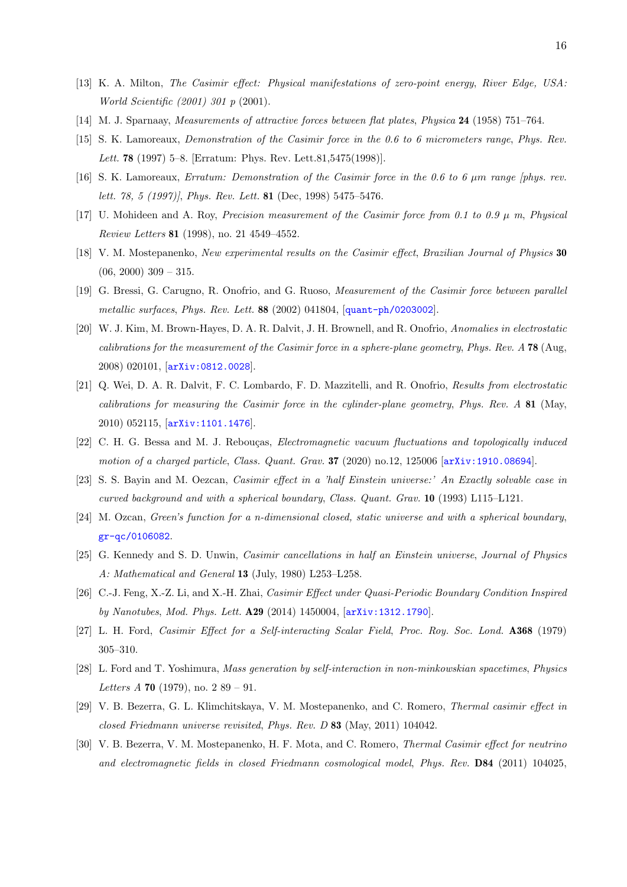[13] K. A. Milton, *The Casimir effect: Physical manifestations of zero-point energy*, *River Edge, USA: World Scientific (2001) 301 p* (2001).

[14] M. J. Sparnaay, *Measurements of attractive forces between flat plates*, *Physica* **24** (1958) 751–764.

[15] S. K. Lamoreaux, *Demonstration of the Casimir force in the 0.6 to 6 micrometers range*, *Phys. Rev. Lett.* **78** (1997) 5–8. [Erratum: Phys. Rev. Lett.81,5475(1998)].

[16] S. K. Lamoreaux, *Erratum: Demonstration of the Casimir force in the 0.6 to 6 μm range [phys. rev. lett. 78, 5 (1997)]*, *Phys. Rev. Lett.* **81** (Dec, 1998) 5475–5476.

[17] U. Mohideen and A. Roy, *Precision measurement of the Casimir force from 0.1 to 0.9 μ m*, *Physical Review Letters* **81** (1998), no. 21 4549–4552.

[18] V. M. Mostepanenko, *New experimental results on the Casimir effect*, *Brazilian Journal of Physics* **30** (06, 2000) 309 – 315.

[19] G. Bressi, G. Carugno, R. Onofrio, and G. Ruoso, *Measurement of the Casimir force between parallel metallic surfaces*, *Phys. Rev. Lett.* **88** (2002) 041804, [quant-ph/0203002].

[20] W. J. Kim, M. Brown-Hayes, D. A. R. Dalvit, J. H. Brownell, and R. Onofrio, *Anomalies in electrostatic calibrations for the measurement of the Casimir force in a sphere-plane geometry*, *Phys. Rev. A* **78** (Aug, 2008) 020101, [arXiv:0812.0028].

[21] Q. Wei, D. A. R. Dalvit, F. C. Lombardo, F. D. Mazzitelli, and R. Onofrio, *Results from electrostatic calibrations for measuring the Casimir force in the cylinder-plane geometry*, *Phys. Rev. A* **81** (May, 2010) 052115, [arXiv:1101.1476].

[22] C. H. G. Bessa and M. J. Rebouças, *Electromagnetic vacuum fluctuations and topologically induced motion of a charged particle*, *Class. Quant. Grav.* **37** (2020) no.12, 125006 [arXiv:1910.08694].

[23] S. S. Bayin and M. Oezcan, *Casimir effect in a 'half Einstein universe:' An Exactly solvable case in curved background and with a spherical boundary*, *Class. Quant. Grav.* **10** (1993) L115–L121.

[24] M. Ozcan, *Green's function for a n-dimensional closed, static universe and with a spherical boundary*, gr-qc/0106082.

[25] G. Kennedy and S. D. Unwin, *Casimir cancellations in half an Einstein universe*, *Journal of Physics A: Mathematical and General* **13** (July, 1980) L253–L258.

[26] C.-J. Feng, X.-Z. Li, and X.-H. Zhai, *Casimir Effect under Quasi-Periodic Boundary Condition Inspired by Nanotubes*, *Mod. Phys. Lett.* **A29** (2014) 1450004, [arXiv:1312.1790].

[27] L. H. Ford, *Casimir Effect for a Self-interacting Scalar Field*, *Proc. Roy. Soc. Lond.* **A368** (1979) 305–310.

[28] L. Ford and T. Yoshimura, *Mass generation by self-interaction in non-minkowskian spacetimes*, *Physics Letters A* **70** (1979), no. 2 89 – 91.

[29] V. B. Bezerra, G. L. Klimchitskaya, V. M. Mostepanenko, and C. Romero, *Thermal casimir effect in closed Friedmann universe revisited*, *Phys. Rev. D* **83** (May, 2011) 104042.

[30] V. B. Bezerra, V. M. Mostepanenko, H. F. Mota, and C. Romero, *Thermal Casimir effect for neutrino and electromagnetic fields in closed Friedmann cosmological model*, *Phys. Rev.* **D84** (2011) 104025,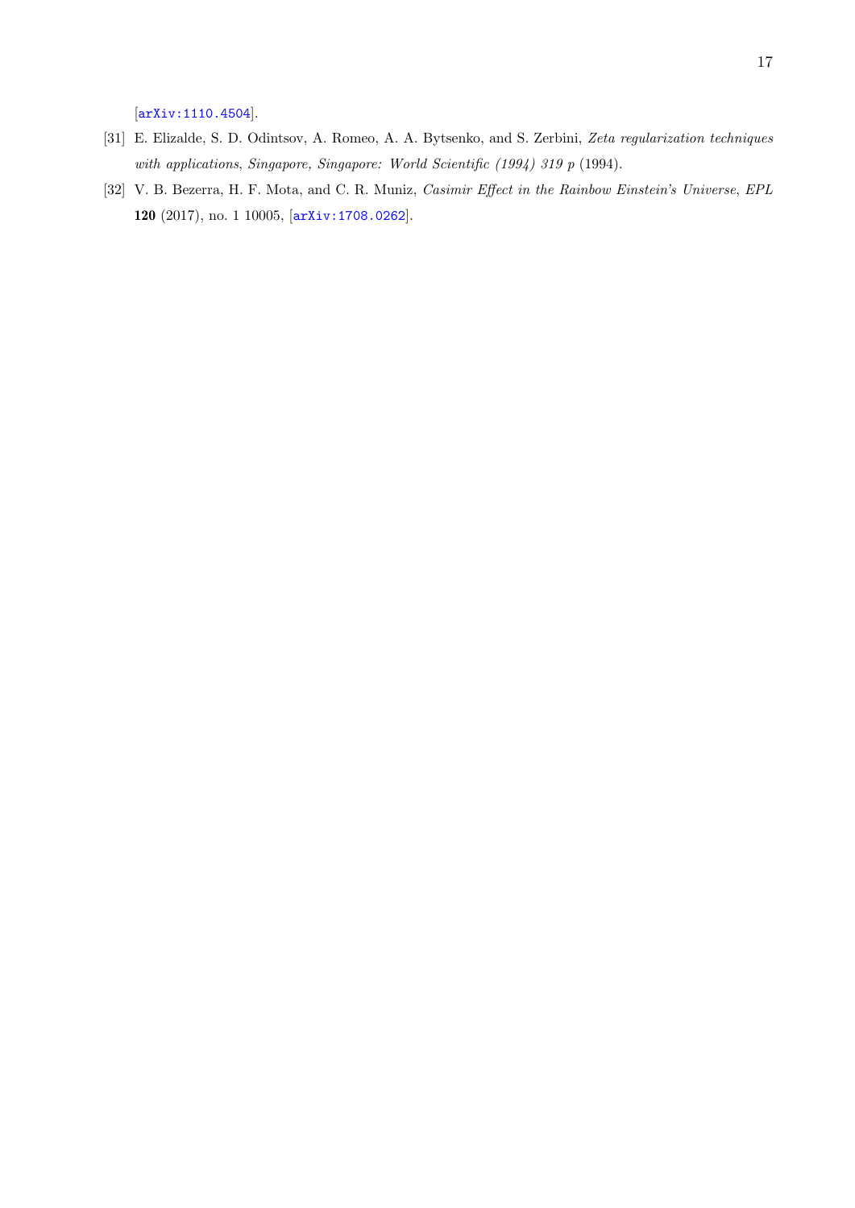[arXiv:1110.4504].

[31] E. Elizalde, S. D. Odintsov, A. Romeo, A. A. Bytsenko, and S. Zerbini, *Zeta regularization techniques with applications*, *Singapore, Singapore: World Scientific (1994) 319 p* (1994).

[32] V. B. Bezerra, H. F. Mota, and C. R. Muniz, *Casimir Effect in the Rainbow Einstein's Universe*, *EPL* **120** (2017), no. 1 10005, [arXiv:1708.0262].